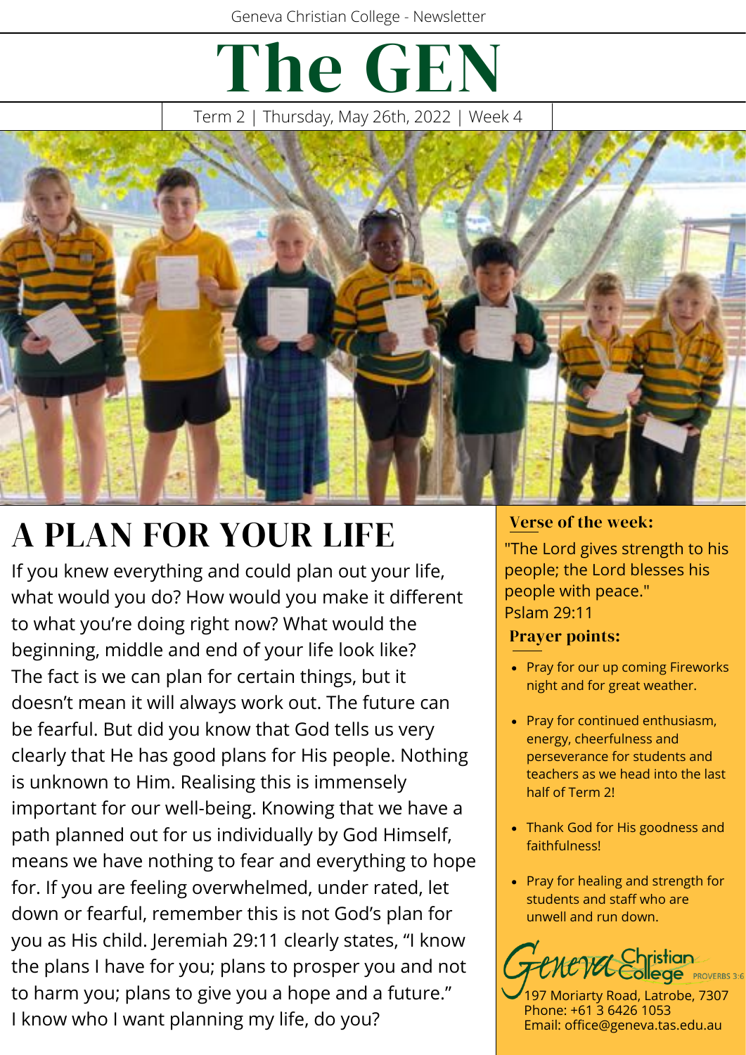Geneva Christian College - Newsletter

# The GEN

Term 2 | Thursday, May 26th, 2022 | Week 4

## A PLAN FOR YOUR LIFE

If you knew everything and could plan out your life, what would you do? How would you make it different to what you're doing right now? What would the beginning, middle and end of your life look like? The fact is we can plan for certain things, but it doesn't mean it will always work out. The future can be fearful. But did you know that God tells us very clearly that He has good plans for His people. Nothing is unknown to Him. Realising this is immensely important for our well-being. Knowing that we have a path planned out for us individually by God Himself, means we have nothing to fear and everything to hope for. If you are feeling overwhelmed, under rated, let down or fearful, remember this is not God's plan for you as His child. Jeremiah 29:11 clearly states, "I know the plans I have for you; plans to prosper you and not to harm you; plans to give you a hope and a future." I know who I want planning my life, do you?

### Verse of the week:

"The Lord gives strength to his people; the Lord blesses his people with peace."
Pslam 29:11

### Prayer points:

- Pray for our up coming Fireworks night and for great weather.
- Pray for continued enthusiasm, energy, cheerfulness and perseverance for students and teachers as we head into the last half of Term 2!
- Thank God for His goodness and faithfulness!
- Pray for healing and strength for students and staff who are unwell and run down.

Geneva Christian College PROVERBS 3:6

197 Moriarty Road, Latrobe, 7307
Phone: +61 3 6426 1053
Email: office@geneva.tas.edu.au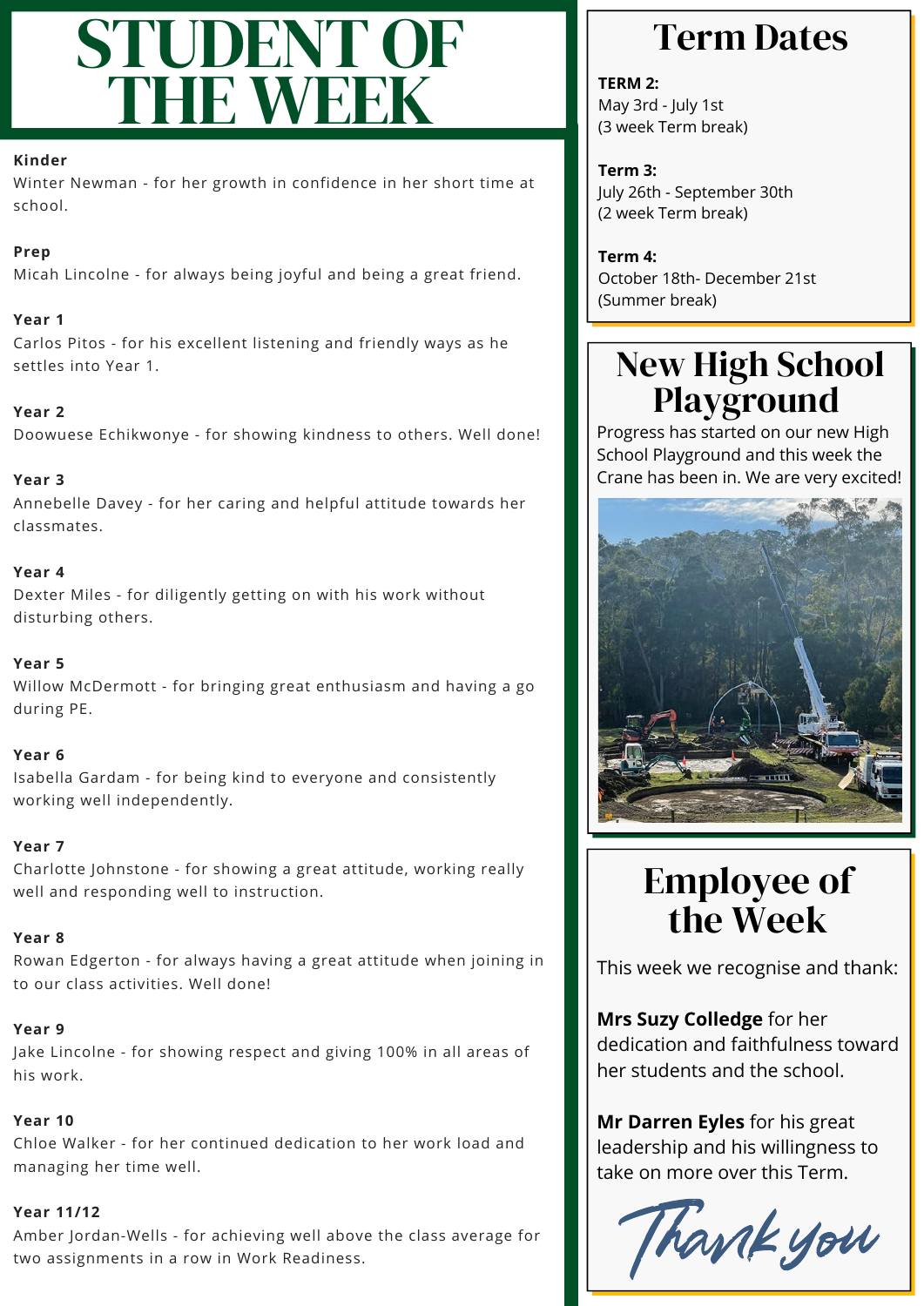# STUDENT OF THE WEEK

**Kinder**
Winter Newman - for her growth in confidence in her short time at school.

**Prep**
Micah Lincolne - for always being joyful and being a great friend.

**Year 1**
Carlos Pitos - for his excellent listening and friendly ways as he settles into Year 1.

**Year 2**
Doowuese Echikwonye - for showing kindness to others. Well done!

**Year 3**
Annebelle Davey - for her caring and helpful attitude towards her classmates.

**Year 4**
Dexter Miles - for diligently getting on with his work without disturbing others.

**Year 5**
Willow McDermott - for bringing great enthusiasm and having a go during PE.

**Year 6**
Isabella Gardam - for being kind to everyone and consistently working well independently.

**Year 7**
Charlotte Johnstone - for showing a great attitude, working really well and responding well to instruction.

**Year 8**
Rowan Edgerton - for always having a great attitude when joining in to our class activities. Well done!

**Year 9**
Jake Lincolne - for showing respect and giving 100% in all areas of his work.

**Year 10**
Chloe Walker - for her continued dedication to her work load and managing her time well.

**Year 11/12**
Amber Jordan-Wells - for achieving well above the class average for two assignments in a row in Work Readiness.

# Term Dates

**TERM 2:**
May 3rd - July 1st
(3 week Term break)

**Term 3:**
July 26th - September 30th
(2 week Term break)

**Term 4:**
October 18th- December 21st
(Summer break)

# New High School Playground

Progress has started on our new High School Playground and this week the Crane has been in. We are very excited!

# Employee of the Week

This week we recognise and thank:

**Mrs Suzy College** for her dedication and faithfulness toward her students and the school.

**Mr Darren Eyles** for his great leadership and his willingness to take on more over this Term.

*Thank you*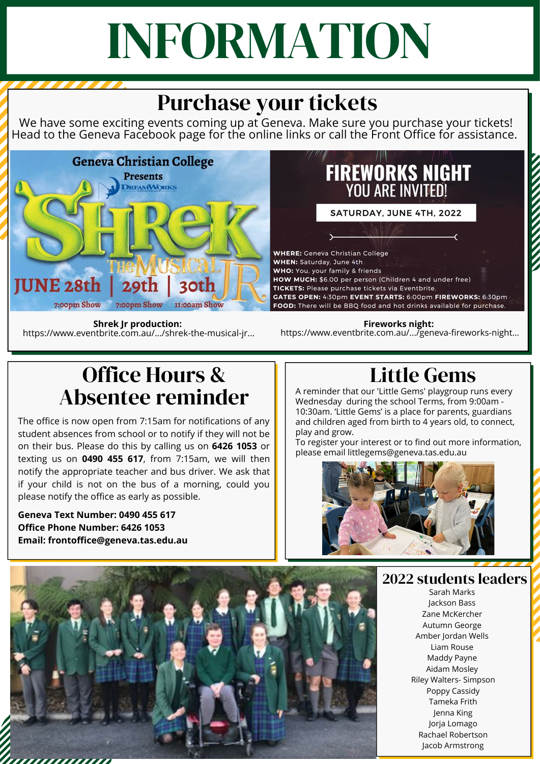# INFORMATION

## Purchase your tickets

We have some exciting events coming up at Geneva. Make sure you purchase your tickets! Head to the Geneva Facebook page for the online links or call the Front Office for assistance.

Geneva Christian College Presents DreamWorks Shrek The Musical JR.

JUNE 28th | 29th | 30th

7:00pm Show | 7:00pm Show | 11:00am Show

FIREWORKS NIGHT
YOU ARE INVITED!

SATURDAY, JUNE 4TH, 2022

**WHERE:** Geneva Christian College
**WHEN:** Saturday, June 4th
**WHO:** You, your family & friends
**HOW MUCH:** $6.00 per person (Children 4 and under free)
**TICKETS:** Please purchase tickets via Eventbrite.
**GATES OPEN:** 4:30pm **EVENT STARTS:** 6:00pm **FIREWORKS:** 6:30pm
**FOOD:** There will be BBQ food and hot drinks available for purchase.

**Shrek Jr production:**
https://www.eventbrite.com.au/.../shrek-the-musical-jr...

**Fireworks night:**
https://www.eventbrite.com.au/.../geneva-fireworks-night...

## Office Hours & Absentee reminder

The office is now open from 7:15am for notifications of any student absences from school or to notify if they will not be on their bus. Please do this by calling us on **6426 1053** or texting us on **0490 455 617**, from 7:15am, we will then notify the appropriate teacher and bus driver. We ask that if your child is not on the bus of a morning, could you please notify the office as early as possible.

**Geneva Text Number: 0490 455 617**
**Office Phone Number: 6426 1053**
**Email: frontoffice@geneva.tas.edu.au**

## Little Gems

A reminder that our 'Little Gems' playgroup runs every Wednesday during the school Terms, from 9:00am - 10:30am. 'Little Gems' is a place for parents, guardians and children aged from birth to 4 years old, to connect, play and grow.
To register your interest or to find out more information, please email littlegems@geneva.tas.edu.au

## 2022 students leaders

Sarah Marks
Jackson Bass
Zane McKercher
Autumn George
Amber Jordan Wells
Liam Rouse
Maddy Payne
Aidam Mosley
Riley Walters- Simpson
Poppy Cassidy
Tameka Frith
Jenna King
Jorja Lomago
Rachael Robertson
Jacob Armstrong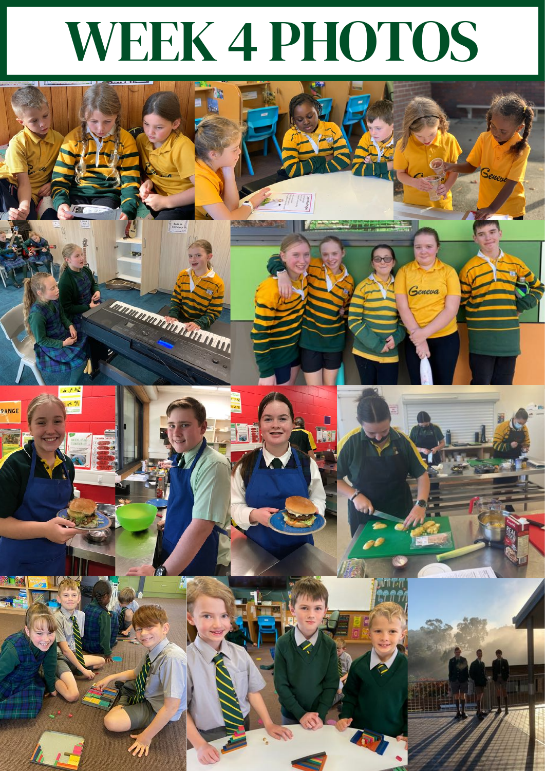# WEEK 4 PHOTOS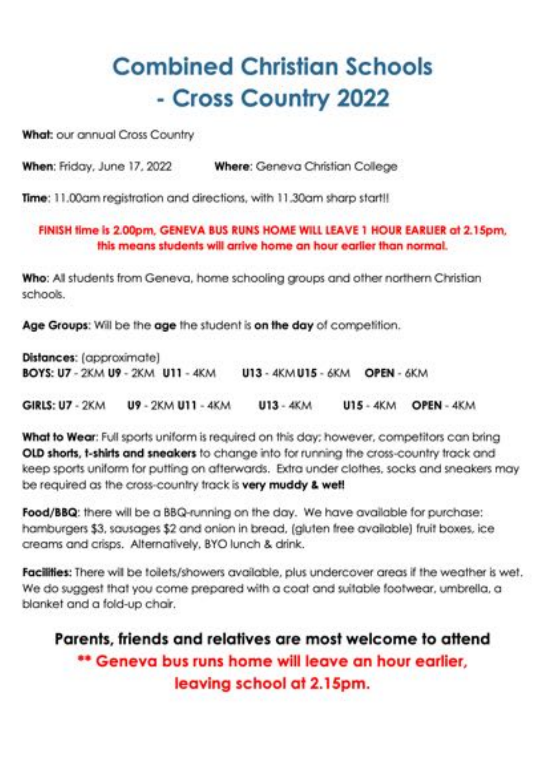# Combined Christian Schools - Cross Country 2022

**What:** our annual Cross Country

**When:** Friday, June 17, 2022 **Where:** Geneva Christian College

**Time:** 11.00am registration and directions, with 11.30am sharp start!!

**FINISH time is 2.00pm. GENEVA BUS RUNS HOME WILL LEAVE 1 HOUR EARLIER at 2.15pm, this means students will arrive home an hour earlier than normal.**

**Who:** All students from Geneva, home schooling groups and other northern Christian schools.

**Age Groups:** Will be the **age** the student is **on the day** of competition.

**Distances:** (approximate)
**BOYS: U7** - 2KM **U9** - 2KM **U11** - 4KM **U13** - 4KM **U15** - 6KM **OPEN** - 6KM

**GIRLS: U7** - 2KM **U9** - 2KM **U11** - 4KM **U13** - 4KM **U15** - 4KM **OPEN** - 4KM

**What to Wear:** Full sports uniform is required on this day; however, competitors can bring **OLD shorts, t-shirts and sneakers** to change into for running the cross-country track and keep sports uniform for putting on afterwards. Extra under clothes, socks and sneakers may be required as the cross-country track is **very muddy & wet!**

**Food/BBQ:** there will be a BBQ running on the day. We have available for purchase: hamburgers $3, sausages $2 and onion in bread, (gluten free available) fruit boxes, ice creams and crisps. Alternatively, BYO lunch & drink.

**Facilities:** There will be toilets/showers available, plus undercover areas if the weather is wet. We do suggest that you come prepared with a coat and suitable footwear, umbrella, a blanket and a fold-up chair.

**Parents, friends and relatives are most welcome to attend**

**** Geneva bus runs home will leave an hour earlier, leaving school at 2.15pm.**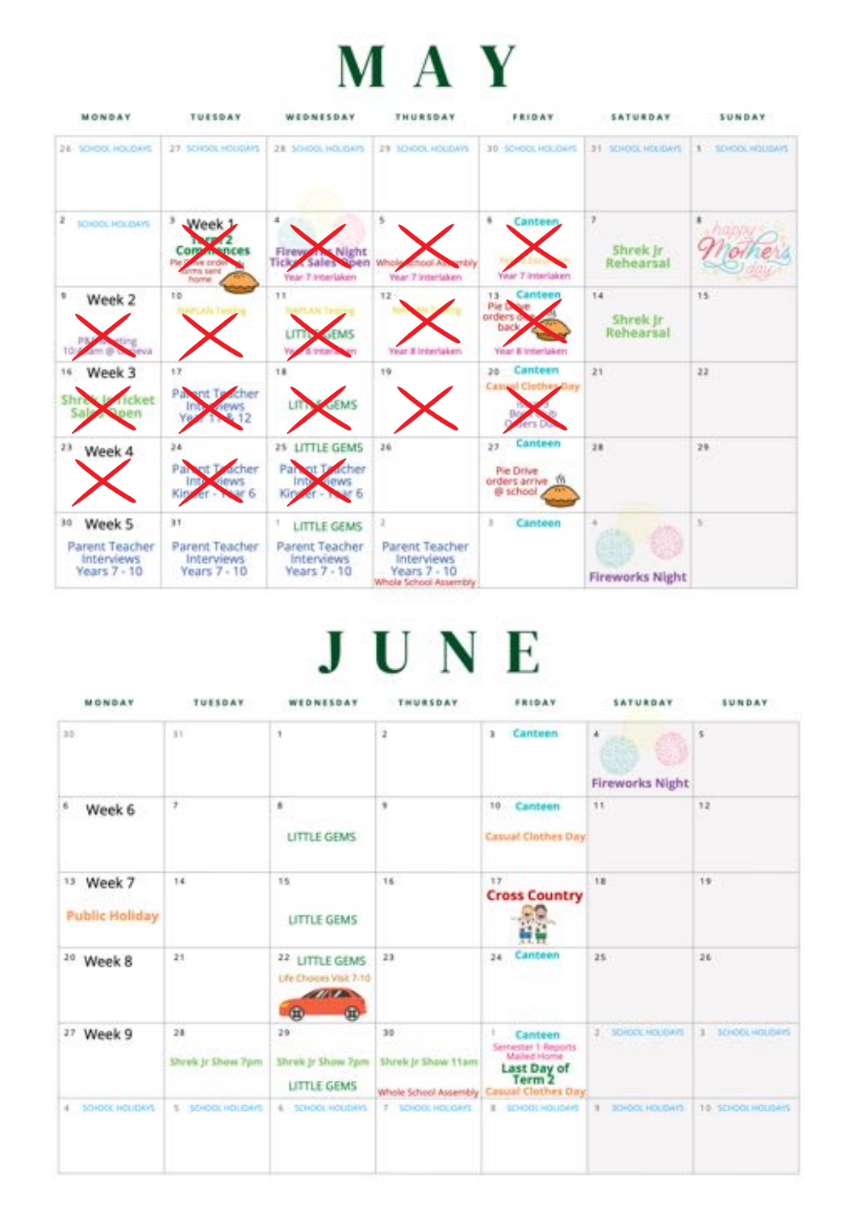# MAY

| MONDAY | TUESDAY | WEDNESDAY | THURSDAY | FRIDAY | SATURDAY | SUNDAY |
|---|---|---|---|---|---|---|
| 26 SCHOOL HOLIDAYS | 27 SCHOOL HOLIDAYS | 28 SCHOOL HOLIDAYS | 29 SCHOOL HOLIDAYS | 30 SCHOOL HOLIDAYS | 31 SCHOOL HOLIDAYS | 1 SCHOOL HOLIDAYS |
| 2 SCHOOL HOLIDAYS | 3 Week 1 Term 2 Commences Pie Drive order forms sent home | 4 Fireworks Night Ticket Sales Open Year 7 Interlaken | 5 Whole School Assembly Year 7 Interlaken | 6 Canteen Year 7 Interlaken | 7 Shrek Jr Rehearsal | 8 happy Mother's day |
| 9 Week 2 P&F Meeting 10:30am @ Geneva | 10 NAPLAN Testing | 11 NAPLAN Testing LITTLE GEMS Year 8 Interlaken | 12 NAPLAN Testing Year 8 Interlaken | 13 Canteen Pie Drive orders due back Year 8 Interlaken | 14 Shrek Jr Rehearsal | 15 |
| 16 Week 3 Shrek Jr Ticket Sales Open | 17 Parent Teacher Interviews Year 11 & 12 | 18 LITTLE GEMS | 19 | 20 Canteen Casual Clothes Day Book Orders Due | 21 | 22 |
| 23 Week 4 | 24 Parent Teacher Interviews Kinder - Year 6 | 25 LITTLE GEMS Parent Teacher Interviews Kinder - Year 6 | 26 | 27 Canteen Pie Drive orders arrive @ school | 28 | 29 |
| 30 Week 5 Parent Teacher Interviews Years 7 - 10 | 31 Parent Teacher Interviews Years 7 - 10 | 1 LITTLE GEMS Parent Teacher Interviews Years 7 - 10 | 2 Parent Teacher Interviews Years 7 - 10 Whole School Assembly | 3 Canteen | 4 Fireworks Night | 5 |

# JUNE

| MONDAY | TUESDAY | WEDNESDAY | THURSDAY | FRIDAY | SATURDAY | SUNDAY |
|---|---|---|---|---|---|---|
| 30 | 31 | 1 | 2 | 3 Canteen | 4 Fireworks Night | 5 |
| 6 Week 6 | 7 | 8 LITTLE GEMS | 9 | 10 Canteen Casual Clothes Day | 11 | 12 |
| 13 Week 7 Public Holiday | 14 | 15 LITTLE GEMS | 16 | 17 Cross Country | 18 | 19 |
| 20 Week 8 | 21 | 22 LITTLE GEMS Life Choices Visit 7-10 | 23 | 24 Canteen | 25 | 26 |
| 27 Week 9 | 28 Shrek Jr Show 7pm | 29 Shrek Jr Show 7pm LITTLE GEMS | 30 Shrek Jr Show 11am Whole School Assembly | 1 Canteen Semester 1 Reports Mailed Home Last Day of Term 2 Casual Clothes Day | 2 SCHOOL HOLIDAYS | 3 SCHOOL HOLIDAYS |
| 4 SCHOOL HOLIDAYS | 5 SCHOOL HOLIDAYS | 6 SCHOOL HOLIDAYS | 7 SCHOOL HOLIDAYS | 8 SCHOOL HOLIDAYS | 9 SCHOOL HOLIDAYS | 10 SCHOOL HOLIDAYS |